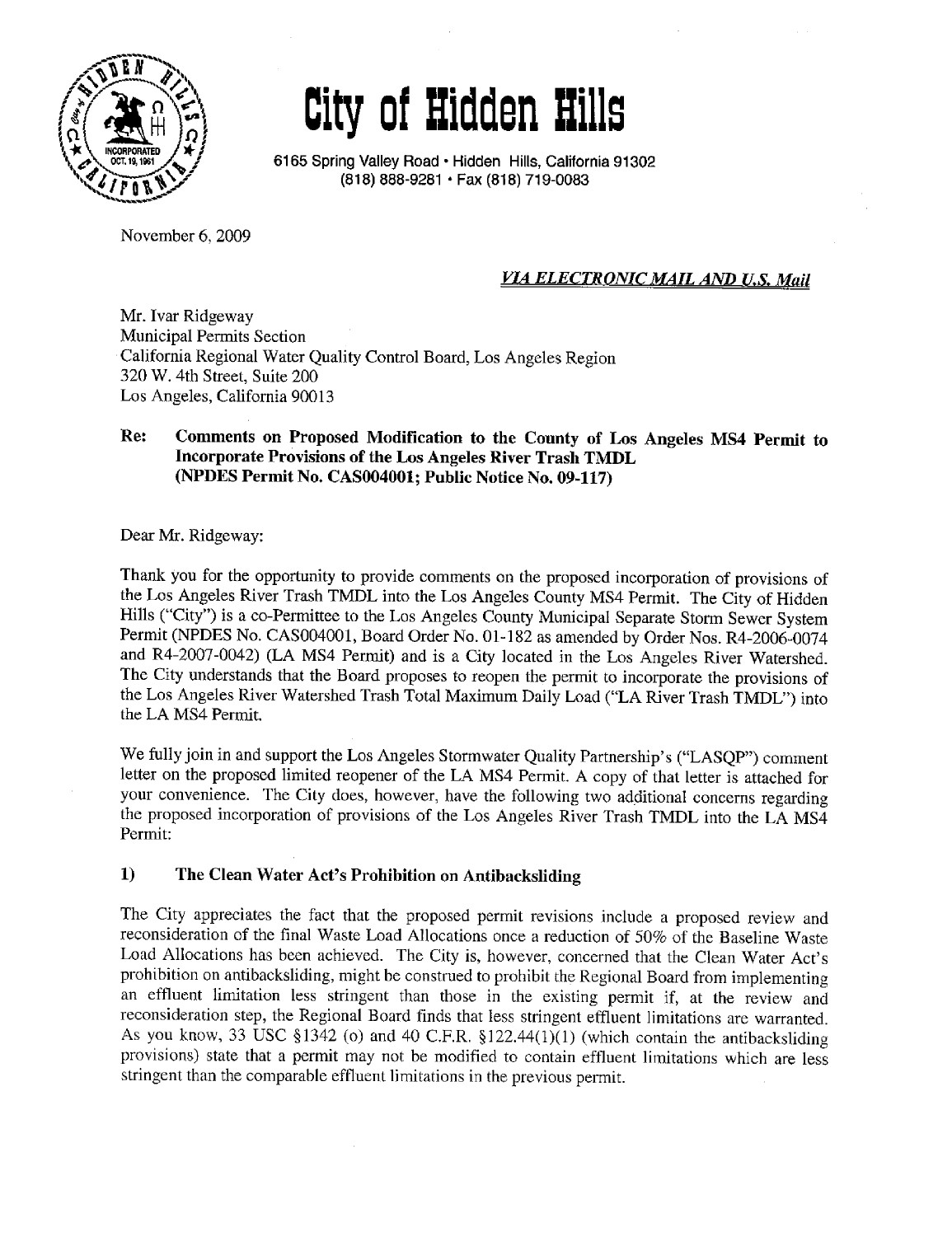# City of Hidden Hills

6165 Spring Valley Road • Hidden Hills, California 91302
(818) 888-9281 • Fax (818) 719-0083

November 6, 2009

***VIA ELECTRONIC MAIL AND U.S. Mail***

Mr. Ivar Ridgeway
Municipal Permits Section
California Regional Water Quality Control Board, Los Angeles Region
320 W. 4th Street, Suite 200
Los Angeles, California 90013

**Re: Comments on Proposed Modification to the County of Los Angeles MS4 Permit to Incorporate Provisions of the Los Angeles River Trash TMDL (NPDES Permit No. CAS004001; Public Notice No. 09-117)**

Dear Mr. Ridgeway:

Thank you for the opportunity to provide comments on the proposed incorporation of provisions of the Los Angeles River Trash TMDL into the Los Angeles County MS4 Permit. The City of Hidden Hills ("City") is a co-Permittee to the Los Angeles County Municipal Separate Storm Sewer System Permit (NPDES No. CAS004001, Board Order No. 01-182 as amended by Order Nos. R4-2006-0074 and R4-2007-0042) (LA MS4 Permit) and is a City located in the Los Angeles River Watershed. The City understands that the Board proposes to reopen the permit to incorporate the provisions of the Los Angeles River Watershed Trash Total Maximum Daily Load ("LA River Trash TMDL") into the LA MS4 Permit.

We fully join in and support the Los Angeles Stormwater Quality Partnership's ("LASQP") comment letter on the proposed limited reopener of the LA MS4 Permit. A copy of that letter is attached for your convenience. The City does, however, have the following two additional concerns regarding the proposed incorporation of provisions of the Los Angeles River Trash TMDL into the LA MS4 Permit:

## 1) The Clean Water Act's Prohibition on Antibacksliding

The City appreciates the fact that the proposed permit revisions include a proposed review and reconsideration of the final Waste Load Allocations once a reduction of 50% of the Baseline Waste Load Allocations has been achieved. The City is, however, concerned that the Clean Water Act's prohibition on antibacksliding, might be construed to prohibit the Regional Board from implementing an effluent limitation less stringent than those in the existing permit if, at the review and reconsideration step, the Regional Board finds that less stringent effluent limitations are warranted. As you know, 33 USC §1342 (o) and 40 C.F.R. §122.44(1)(1) (which contain the antibacksliding provisions) state that a permit may not be modified to contain effluent limitations which are less stringent than the comparable effluent limitations in the previous permit.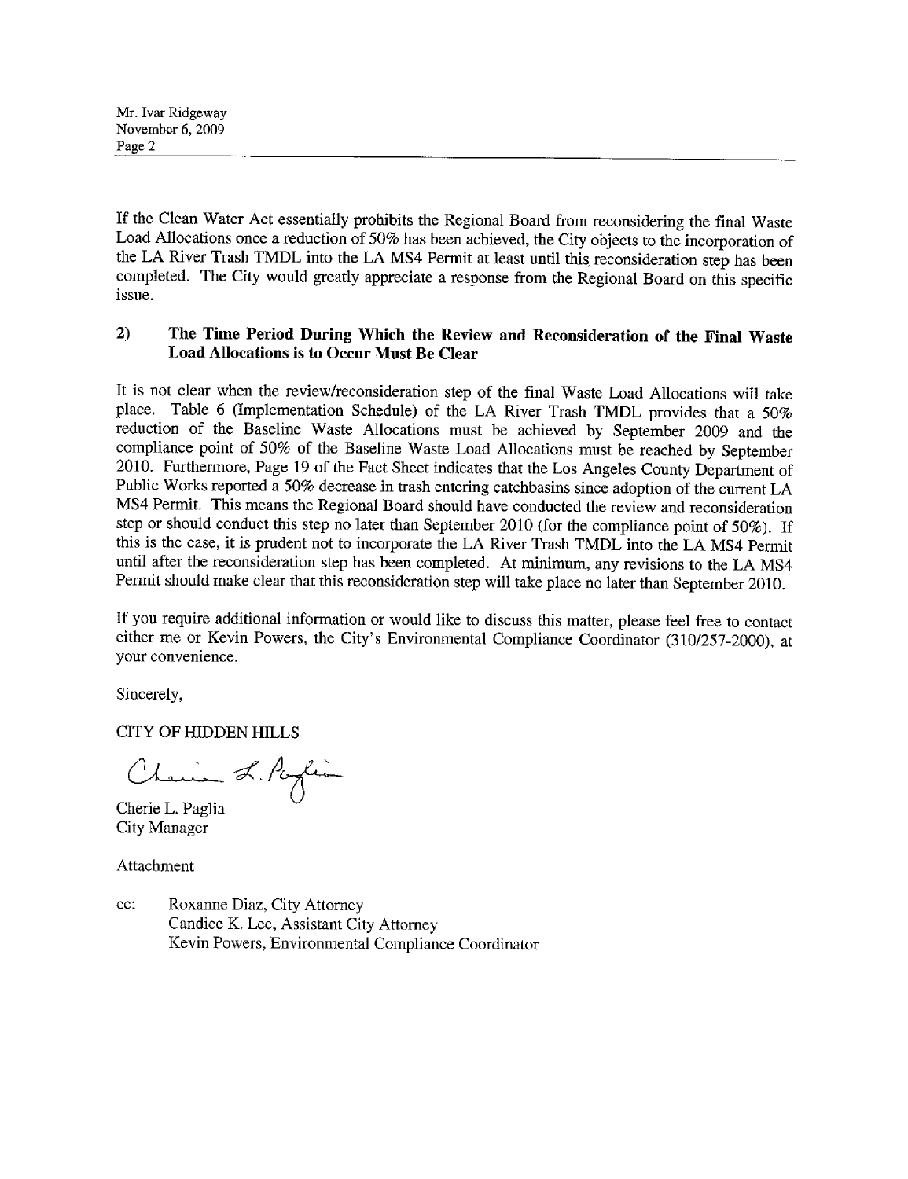If the Clean Water Act essentially prohibits the Regional Board from reconsidering the final Waste Load Allocations once a reduction of 50% has been achieved, the City objects to the incorporation of the LA River Trash TMDL into the LA MS4 Permit at least until this reconsideration step has been completed. The City would greatly appreciate a response from the Regional Board on this specific issue.

**2) The Time Period During Which the Review and Reconsideration of the Final Waste Load Allocations is to Occur Must Be Clear**

It is not clear when the review/reconsideration step of the final Waste Load Allocations will take place. Table 6 (Implementation Schedule) of the LA River Trash TMDL provides that a 50% reduction of the Baseline Waste Allocations must be achieved by September 2009 and the compliance point of 50% of the Baseline Waste Load Allocations must be reached by September 2010. Furthermore, Page 19 of the Fact Sheet indicates that the Los Angeles County Department of Public Works reported a 50% decrease in trash entering catchbasins since adoption of the current LA MS4 Permit. This means the Regional Board should have conducted the review and reconsideration step or should conduct this step no later than September 2010 (for the compliance point of 50%). If this is the case, it is prudent not to incorporate the LA River Trash TMDL into the LA MS4 Permit until after the reconsideration step has been completed. At minimum, any revisions to the LA MS4 Permit should make clear that this reconsideration step will take place no later than September 2010.

If you require additional information or would like to discuss this matter, please feel free to contact either me or Kevin Powers, the City's Environmental Compliance Coordinator (310/257-2000), at your convenience.

Sincerely,

CITY OF HIDDEN HILLS

Cherie L. Paglia
City Manager

Attachment

cc: Roxanne Diaz, City Attorney
Candice K. Lee, Assistant City Attorney
Kevin Powers, Environmental Compliance Coordinator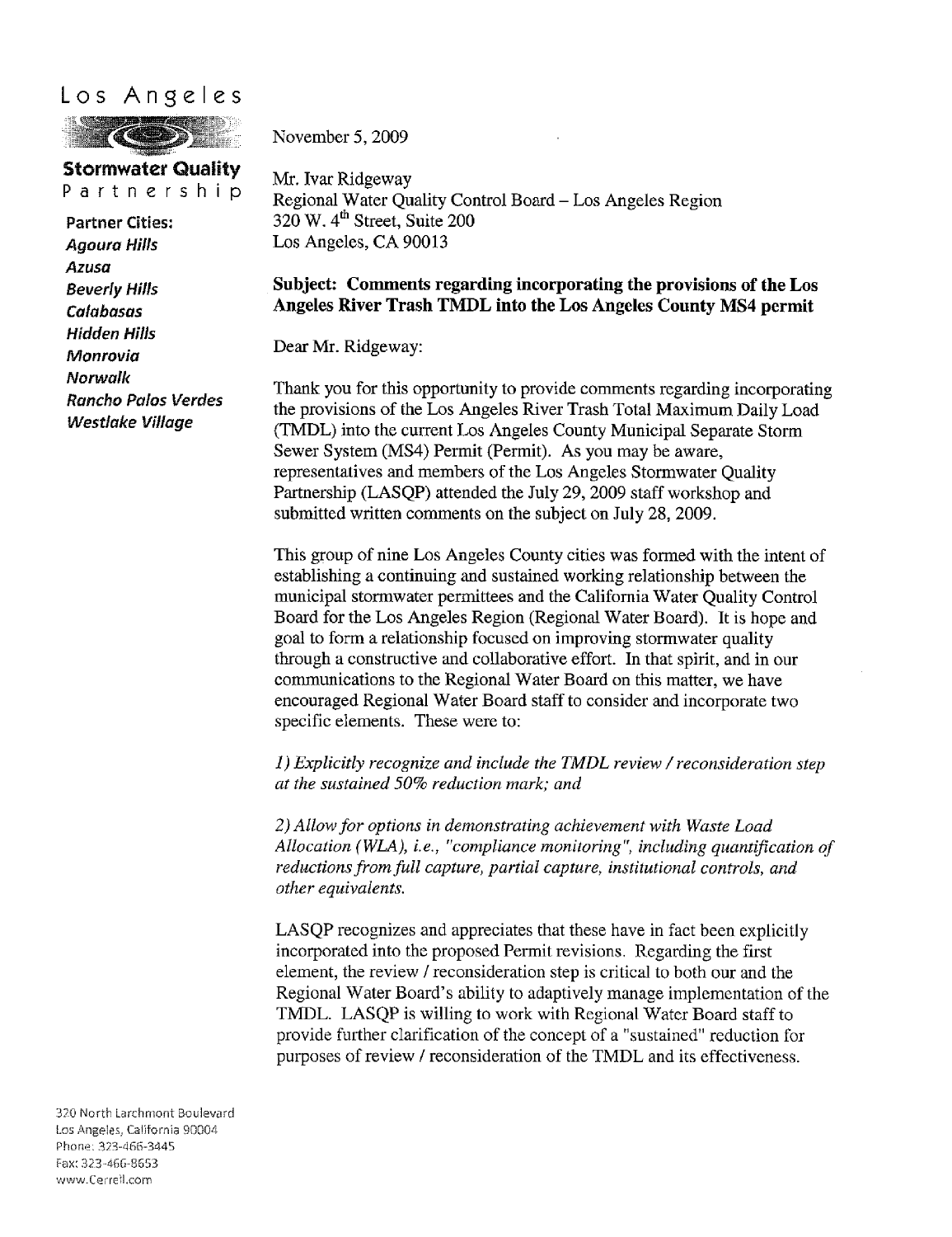Los Angeles

**Stormwater Quality**
Partnership

**Partner Cities:**
***Agoura Hills***
***Azusa***
***Beverly Hills***
***Calabasas***
***Hidden Hills***
***Monrovia***
***Norwalk***
***Rancho Palos Verdes***
***Westlake Village***

November 5, 2009

Mr. Ivar Ridgeway
Regional Water Quality Control Board – Los Angeles Region
320 W. 4th Street, Suite 200
Los Angeles, CA 90013

**Subject: Comments regarding incorporating the provisions of the Los Angeles River Trash TMDL into the Los Angeles County MS4 permit**

Dear Mr. Ridgeway:

Thank you for this opportunity to provide comments regarding incorporating the provisions of the Los Angeles River Trash Total Maximum Daily Load (TMDL) into the current Los Angeles County Municipal Separate Storm Sewer System (MS4) Permit (Permit). As you may be aware, representatives and members of the Los Angeles Stormwater Quality Partnership (LASQP) attended the July 29, 2009 staff workshop and submitted written comments on the subject on July 28, 2009.

This group of nine Los Angeles County cities was formed with the intent of establishing a continuing and sustained working relationship between the municipal stormwater permittees and the California Water Quality Control Board for the Los Angeles Region (Regional Water Board). It is hope and goal to form a relationship focused on improving stormwater quality through a constructive and collaborative effort. In that spirit, and in our communications to the Regional Water Board on this matter, we have encouraged Regional Water Board staff to consider and incorporate two specific elements. These were to:

*1) Explicitly recognize and include the TMDL review / reconsideration step at the sustained 50% reduction mark; and*

*2) Allow for options in demonstrating achievement with Waste Load Allocation (WLA), i.e., "compliance monitoring", including quantification of reductions from full capture, partial capture, institutional controls, and other equivalents.*

LASQP recognizes and appreciates that these have in fact been explicitly incorporated into the proposed Permit revisions. Regarding the first element, the review / reconsideration step is critical to both our and the Regional Water Board's ability to adaptively manage implementation of the TMDL. LASQP is willing to work with Regional Water Board staff to provide further clarification of the concept of a "sustained" reduction for purposes of review / reconsideration of the TMDL and its effectiveness.

320 North Larchmont Boulevard
Los Angeles, California 90004
Phone: 323-466-3445
Fax: 323-466-8653
www.Cerrell.com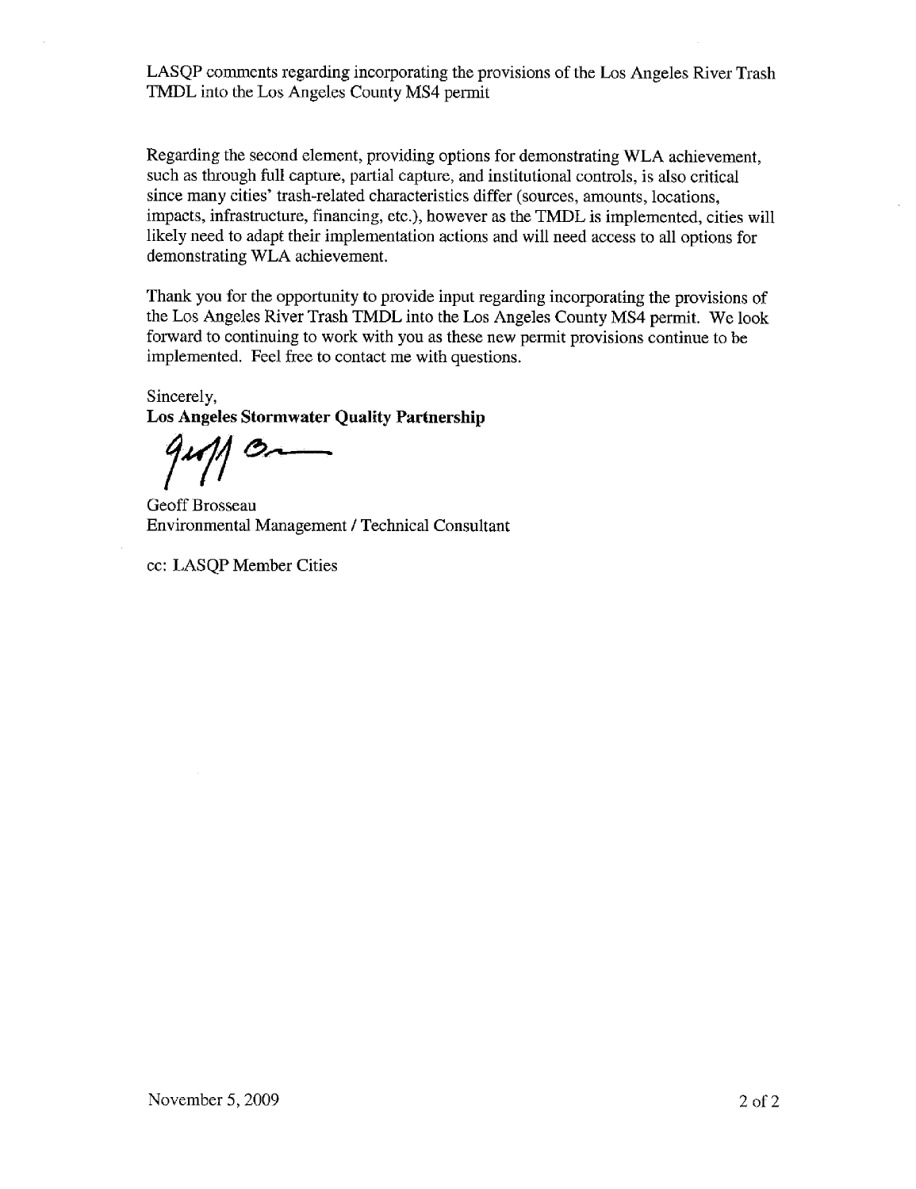Regarding the second element, providing options for demonstrating WLA achievement, such as through full capture, partial capture, and institutional controls, is also critical since many cities' trash-related characteristics differ (sources, amounts, locations, impacts, infrastructure, financing, etc.), however as the TMDL is implemented, cities will likely need to adapt their implementation actions and will need access to all options for demonstrating WLA achievement.

Thank you for the opportunity to provide input regarding incorporating the provisions of the Los Angeles River Trash TMDL into the Los Angeles County MS4 permit. We look forward to continuing to work with you as these new permit provisions continue to be implemented. Feel free to contact me with questions.

Sincerely,
**Los Angeles Stormwater Quality Partnership**

Geoff Brosseau
Environmental Management / Technical Consultant

cc: LASQP Member Cities